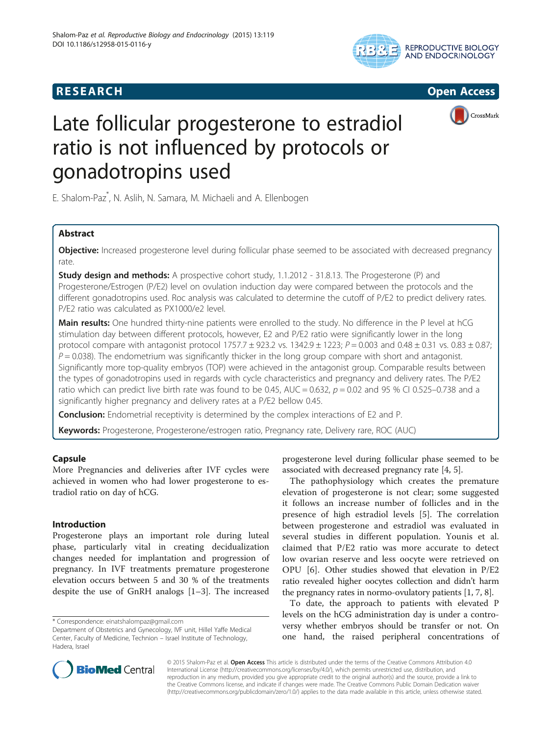**RESEARCH** **Open Access**

# Late follicular progesterone to estradiol ratio is not influenced by protocols or gonadotropins used

E. Shalom-Paz*, N. Aslih, N. Samara, M. Michaeli and A. Ellenbogen

## Abstract

**Objective:** Increased progesterone level during follicular phase seemed to be associated with decreased pregnancy rate.

**Study design and methods:** A prospective cohort study, 1.1.2012 - 31.8.13. The Progesterone (P) and Progesterone/Estrogen (P/E2) level on ovulation induction day were compared between the protocols and the different gonadotropins used. Roc analysis was calculated to determine the cutoff of P/E2 to predict delivery rates. P/E2 ratio was calculated as PX1000/e2 level.

**Main results:** One hundred thirty-nine patients were enrolled to the study. No difference in the P level at hCG stimulation day between different protocols, however, E2 and P/E2 ratio were significantly lower in the long protocol compare with antagonist protocol 1757.7 ± 923.2 vs. 1342.9 ± 1223; $P = 0.003$ and 0.48 ± 0.31 vs. 0.83 ± 0.87; $P = 0.038$). The endometrium was significantly thicker in the long group compare with short and antagonist. Significantly more top-quality embryos (TOP) were achieved in the antagonist group. Comparable results between the types of gonadotropins used in regards with cycle characteristics and pregnancy and delivery rates. The P/E2 ratio which can predict live birth rate was found to be 0.45, AUC = 0.632, $p = 0.02$ and 95 % CI 0.525–0.738 and a significantly higher pregnancy and delivery rates at a P/E2 bellow 0.45.

**Conclusion:** Endometrial receptivity is determined by the complex interactions of E2 and P.

**Keywords:** Progesterone, Progesterone/estrogen ratio, Pregnancy rate, Delivery rare, ROC (AUC)

## Capsule

More Pregnancies and deliveries after IVF cycles were achieved in women who had lower progesterone to estradiol ratio on day of hCG.

## Introduction

Progesterone plays an important role during luteal phase, particularly vital in creating decidualization changes needed for implantation and progression of pregnancy. In IVF treatments premature progesterone elevation occurs between 5 and 30 % of the treatments despite the use of GnRH analogs [1–3]. The increased progesterone level during follicular phase seemed to be associated with decreased pregnancy rate [4, 5].

The pathophysiology which creates the premature elevation of progesterone is not clear; some suggested it follows an increase number of follicles and in the presence of high estradiol levels [5]. The correlation between progesterone and estradiol was evaluated in several studies in different population. Younis et al. claimed that P/E2 ratio was more accurate to detect low ovarian reserve and less oocyte were retrieved on OPU [6]. Other studies showed that elevation in P/E2 ratio revealed higher oocytes collection and didn't harm the pregnancy rates in normo-ovulatory patients [1, 7, 8].

To date, the approach to patients with elevated P levels on the hCG administration day is under a controversy whether embryos should be transfer or not. On one hand, the raised peripheral concentrations of

\* Correspondence: einatshalompaz@gmail.com
Department of Obstetrics and Gynecology, IVF unit, Hillel Yaffe Medical Center, Faculty of Medicine, Technion – Israel Institute of Technology, Hadera, Israel

© 2015 Shalom-Paz et al. **Open Access** This article is distributed under the terms of the Creative Commons Attribution 4.0 International License (http://creativecommons.org/licenses/by/4.0/), which permits unrestricted use, distribution, and reproduction in any medium, provided you give appropriate credit to the original author(s) and the source, provide a link to the Creative Commons license, and indicate if changes were made. The Creative Commons Public Domain Dedication waiver (http://creativecommons.org/publicdomain/zero/1.0/) applies to the data made available in this article, unless otherwise stated.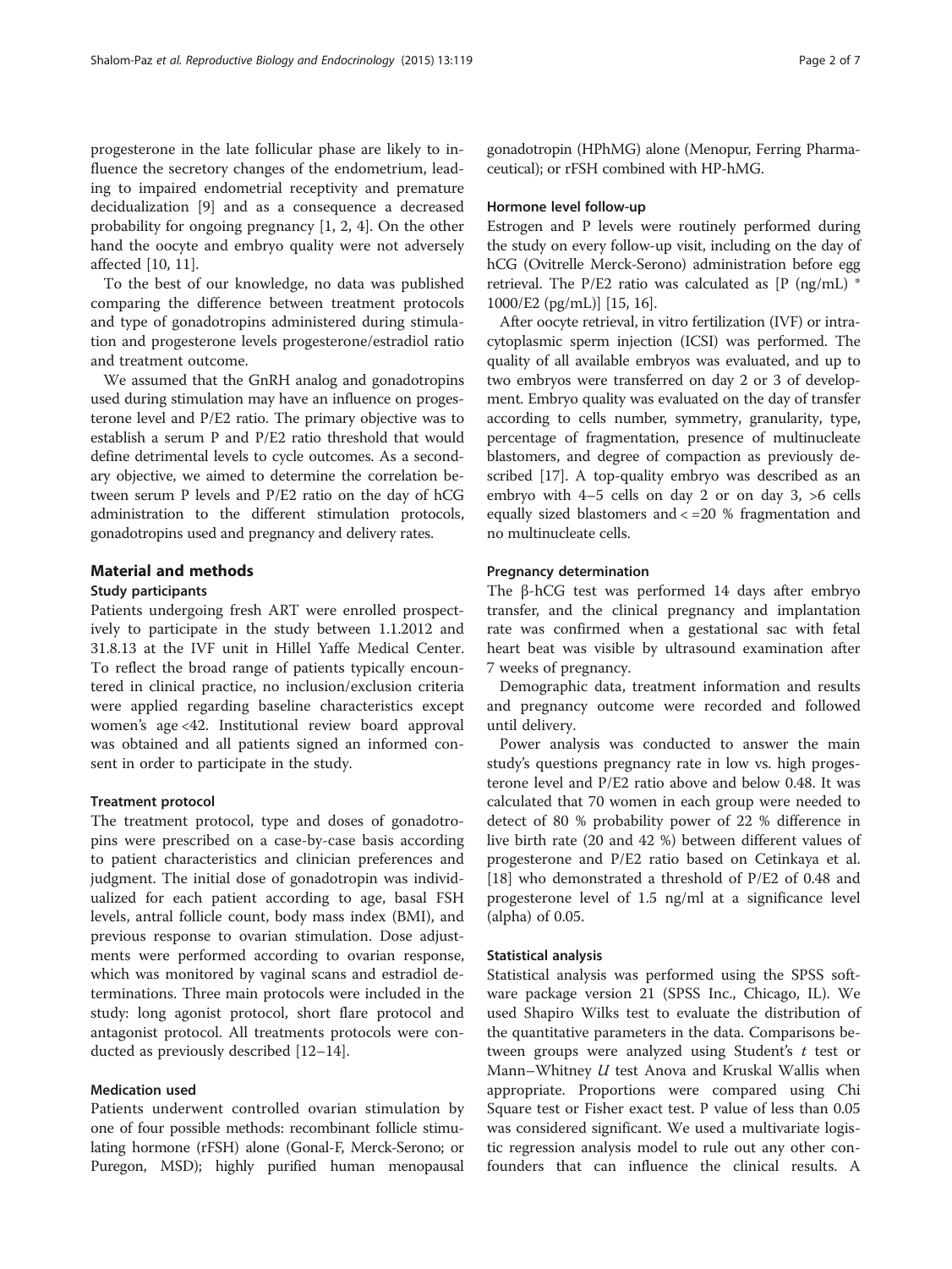progesterone in the late follicular phase are likely to influence the secretory changes of the endometrium, leading to impaired endometrial receptivity and premature decidualization [9] and as a consequence a decreased probability for ongoing pregnancy [1, 2, 4]. On the other hand the oocyte and embryo quality were not adversely affected [10, 11].

To the best of our knowledge, no data was published comparing the difference between treatment protocols and type of gonadotropins administered during stimulation and progesterone levels progesterone/estradiol ratio and treatment outcome.

We assumed that the GnRH analog and gonadotropins used during stimulation may have an influence on progesterone level and P/E2 ratio. The primary objective was to establish a serum P and P/E2 ratio threshold that would define detrimental levels to cycle outcomes. As a secondary objective, we aimed to determine the correlation between serum P levels and P/E2 ratio on the day of hCG administration to the different stimulation protocols, gonadotropins used and pregnancy and delivery rates.

## Material and methods

### Study participants

Patients undergoing fresh ART were enrolled prospectively to participate in the study between 1.1.2012 and 31.8.13 at the IVF unit in Hillel Yaffe Medical Center. To reflect the broad range of patients typically encountered in clinical practice, no inclusion/exclusion criteria were applied regarding baseline characteristics except women's age <42. Institutional review board approval was obtained and all patients signed an informed consent in order to participate in the study.

### Treatment protocol

The treatment protocol, type and doses of gonadotropins were prescribed on a case-by-case basis according to patient characteristics and clinician preferences and judgment. The initial dose of gonadotropin was individualized for each patient according to age, basal FSH levels, antral follicle count, body mass index (BMI), and previous response to ovarian stimulation. Dose adjustments were performed according to ovarian response, which was monitored by vaginal scans and estradiol determinations. Three main protocols were included in the study: long agonist protocol, short flare protocol and antagonist protocol. All treatments protocols were conducted as previously described [12–14].

### Medication used

Patients underwent controlled ovarian stimulation by one of four possible methods: recombinant follicle stimulating hormone (rFSH) alone (Gonal-F, Merck-Serono; or Puregon, MSD); highly purified human menopausal gonadotropin (HPhMG) alone (Menopur, Ferring Pharmaceutical); or rFSH combined with HP-hMG.

### Hormone level follow-up

Estrogen and P levels were routinely performed during the study on every follow-up visit, including on the day of hCG (Ovitrelle Merck-Serono) administration before egg retrieval. The P/E2 ratio was calculated as [P (ng/mL) * 1000/E2 (pg/mL)] [15, 16].

After oocyte retrieval, in vitro fertilization (IVF) or intracytoplasmic sperm injection (ICSI) was performed. The quality of all available embryos was evaluated, and up to two embryos were transferred on day 2 or 3 of development. Embryo quality was evaluated on the day of transfer according to cells number, symmetry, granularity, type, percentage of fragmentation, presence of multinucleate blastomers, and degree of compaction as previously described [17]. A top-quality embryo was described as an embryo with 4–5 cells on day 2 or on day 3, >6 cells equally sized blastomers and < =20 % fragmentation and no multinucleate cells.

### Pregnancy determination

The β-hCG test was performed 14 days after embryo transfer, and the clinical pregnancy and implantation rate was confirmed when a gestational sac with fetal heart beat was visible by ultrasound examination after 7 weeks of pregnancy.

Demographic data, treatment information and results and pregnancy outcome were recorded and followed until delivery.

Power analysis was conducted to answer the main study's questions pregnancy rate in low vs. high progesterone level and P/E2 ratio above and below 0.48. It was calculated that 70 women in each group were needed to detect of 80 % probability power of 22 % difference in live birth rate (20 and 42 %) between different values of progesterone and P/E2 ratio based on Cetinkaya et al. [18] who demonstrated a threshold of P/E2 of 0.48 and progesterone level of 1.5 ng/ml at a significance level (alpha) of 0.05.

### Statistical analysis

Statistical analysis was performed using the SPSS software package version 21 (SPSS Inc., Chicago, IL). We used Shapiro Wilks test to evaluate the distribution of the quantitative parameters in the data. Comparisons between groups were analyzed using Student's *t* test or Mann–Whitney *U* test Anova and Kruskal Wallis when appropriate. Proportions were compared using Chi Square test or Fisher exact test. P value of less than 0.05 was considered significant. We used a multivariate logistic regression analysis model to rule out any other confounders that can influence the clinical results. A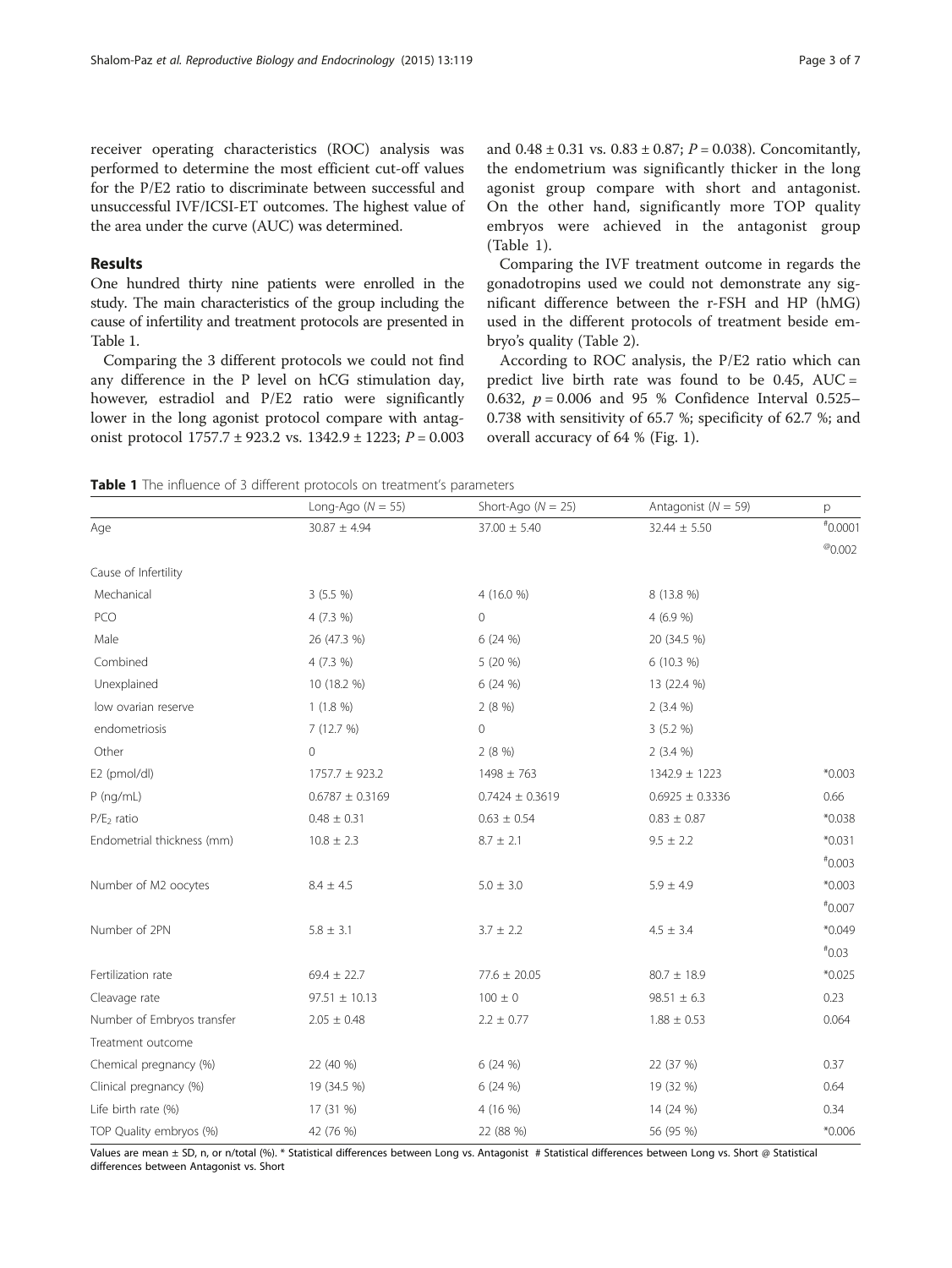receiver operating characteristics (ROC) analysis was performed to determine the most efficient cut-off values for the P/E2 ratio to discriminate between successful and unsuccessful IVF/ICSI-ET outcomes. The highest value of the area under the curve (AUC) was determined.

## Results

One hundred thirty nine patients were enrolled in the study. The main characteristics of the group including the cause of infertility and treatment protocols are presented in Table 1.

Comparing the 3 different protocols we could not find any difference in the P level on hCG stimulation day, however, estradiol and P/E2 ratio were significantly lower in the long agonist protocol compare with antagonist protocol 1757.7 ± 923.2 vs. 1342.9 ± 1223; $P = 0.003$ and 0.48 ± 0.31 vs. 0.83 ± 0.87; $P = 0.038$). Concomitantly, the endometrium was significantly thicker in the long agonist group compare with short and antagonist. On the other hand, significantly more TOP quality embryos were achieved in the antagonist group (Table 1).

Comparing the IVF treatment outcome in regards the gonadotropins used we could not demonstrate any significant difference between the r-FSH and HP (hMG) used in the different protocols of treatment beside embryo's quality (Table 2).

According to ROC analysis, the P/E2 ratio which can predict live birth rate was found to be 0.45, AUC = 0.632, $p = 0.006$ and 95 % Confidence Interval 0.525–0.738 with sensitivity of 65.7 %; specificity of 62.7 %; and overall accuracy of 64 % (Fig. 1).

**Table 1** The influence of 3 different protocols on treatment's parameters

| | Long-Ago ($N = 55$) | Short-Ago ($N = 25$) | Antagonist ($N = 59$) | p |
|---|---|---|---|---|
| Age | 30.87 ± 4.94 | 37.00 ± 5.40 | 32.44 ± 5.50 | #0.0001 |
| | | | | @0.002 |
| Cause of Infertility | | | | |
| Mechanical | 3 (5.5 %) | 4 (16.0 %) | 8 (13.8 %) | |
| PCO | 4 (7.3 %) | 0 | 4 (6.9 %) | |
| Male | 26 (47.3 %) | 6 (24 %) | 20 (34.5 %) | |
| Combined | 4 (7.3 %) | 5 (20 %) | 6 (10.3 %) | |
| Unexplained | 10 (18.2 %) | 6 (24 %) | 13 (22.4 %) | |
| low ovarian reserve | 1 (1.8 %) | 2 (8 %) | 2 (3.4 %) | |
| endometriosis | 7 (12.7 %) | 0 | 3 (5.2 %) | |
| Other | 0 | 2 (8 %) | 2 (3.4 %) | |
| E2 (pmol/dl) | 1757.7 ± 923.2 | 1498 ± 763 | 1342.9 ± 1223 | *0.003 |
| P (ng/mL) | 0.6787 ± 0.3169 | 0.7424 ± 0.3619 | 0.6925 ± 0.3336 | 0.66 |
| $P/E_2$ ratio | 0.48 ± 0.31 | 0.63 ± 0.54 | 0.83 ± 0.87 | *0.038 |
| Endometrial thickness (mm) | 10.8 ± 2.3 | 8.7 ± 2.1 | 9.5 ± 2.2 | *0.031 |
| | | | | #0.003 |
| Number of M2 oocytes | 8.4 ± 4.5 | 5.0 ± 3.0 | 5.9 ± 4.9 | *0.003 |
| | | | | #0.007 |
| Number of 2PN | 5.8 ± 3.1 | 3.7 ± 2.2 | 4.5 ± 3.4 | *0.049 |
| | | | | #0.03 |
| Fertilization rate | 69.4 ± 22.7 | 77.6 ± 20.05 | 80.7 ± 18.9 | *0.025 |
| Cleavage rate | 97.51 ± 10.13 | 100 ± 0 | 98.51 ± 6.3 | 0.23 |
| Number of Embryos transfer | 2.05 ± 0.48 | 2.2 ± 0.77 | 1.88 ± 0.53 | 0.064 |
| Treatment outcome | | | | |
| Chemical pregnancy (%) | 22 (40 %) | 6 (24 %) | 22 (37 %) | 0.37 |
| Clinical pregnancy (%) | 19 (34.5 %) | 6 (24 %) | 19 (32 %) | 0.64 |
| Life birth rate (%) | 17 (31 %) | 4 (16 %) | 14 (24 %) | 0.34 |
| TOP Quality embryos (%) | 42 (76 %) | 22 (88 %) | 56 (95 %) | *0.006 |

Values are mean ± SD, n, or n/total (%). * Statistical differences between Long vs. Antagonist # Statistical differences between Long vs. Short @ Statistical differences between Antagonist vs. Short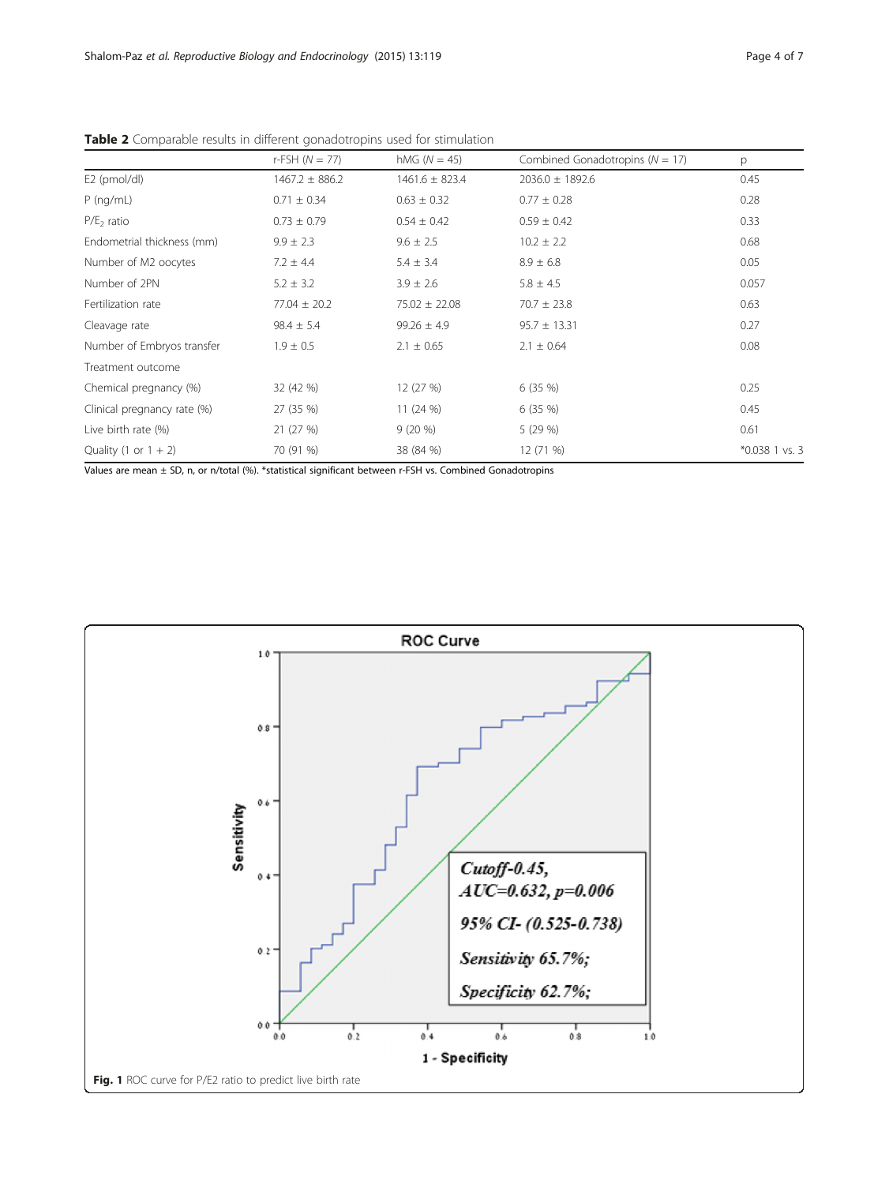**Table 2** Comparable results in different gonadotropins used for stimulation

| | r-FSH (N = 77) | hMG (N = 45) | Combined Gonadotropins (N = 17) | p |
|---|---|---|---|---|
| E2 (pmol/dl) | 1467.2 ± 886.2 | 1461.6 ± 823.4 | 2036.0 ± 1892.6 | 0.45 |
| P (ng/mL) | 0.71 ± 0.34 | 0.63 ± 0.32 | 0.77 ± 0.28 | 0.28 |
| P/$E_2$ ratio | 0.73 ± 0.79 | 0.54 ± 0.42 | 0.59 ± 0.42 | 0.33 |
| Endometrial thickness (mm) | 9.9 ± 2.3 | 9.6 ± 2.5 | 10.2 ± 2.2 | 0.68 |
| Number of M2 oocytes | 7.2 ± 4.4 | 5.4 ± 3.4 | 8.9 ± 6.8 | 0.05 |
| Number of 2PN | 5.2 ± 3.2 | 3.9 ± 2.6 | 5.8 ± 4.5 | 0.057 |
| Fertilization rate | 77.04 ± 20.2 | 75.02 ± 22.08 | 70.7 ± 23.8 | 0.63 |
| Cleavage rate | 98.4 ± 5.4 | 99.26 ± 4.9 | 95.7 ± 13.31 | 0.27 |
| Number of Embryos transfer | 1.9 ± 0.5 | 2.1 ± 0.65 | 2.1 ± 0.64 | 0.08 |
| Treatment outcome | | | | |
| Chemical pregnancy (%) | 32 (42 %) | 12 (27 %) | 6 (35 %) | 0.25 |
| Clinical pregnancy rate (%) | 27 (35 %) | 11 (24 %) | 6 (35 %) | 0.45 |
| Live birth rate (%) | 21 (27 %) | 9 (20 %) | 5 (29 %) | 0.61 |
| Quality (1 or 1 + 2) | 70 (91 %) | 38 (84 %) | 12 (71 %) | *0.038 1 vs. 3 |

Values are mean ± SD, n, or n/total (%). *statistical significant between r-FSH vs. Combined Gonadotropins

**Fig. 1** ROC curve for P/E2 ratio to predict live birth rate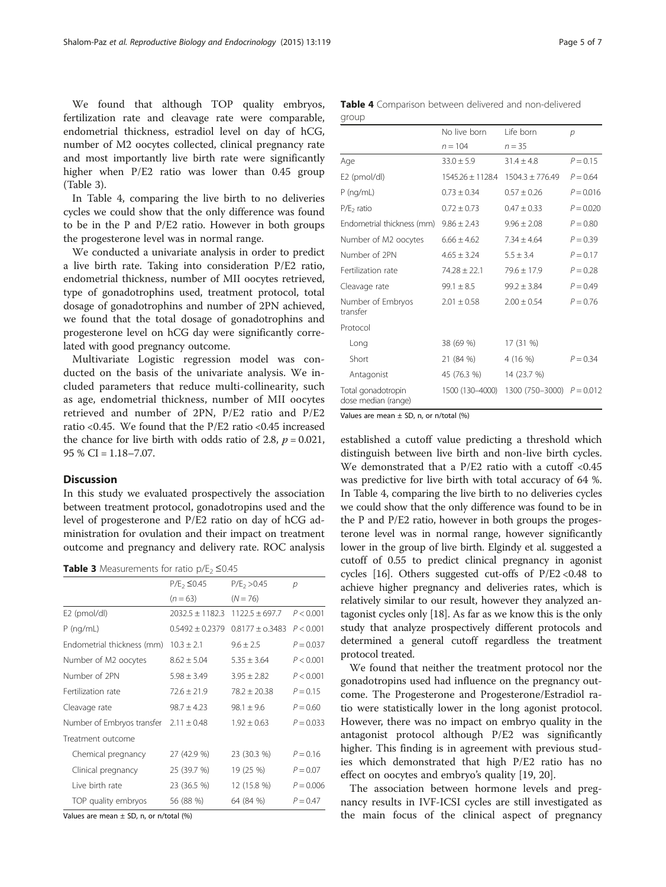We found that although TOP quality embryos, fertilization rate and cleavage rate were comparable, endometrial thickness, estradiol level on day of hCG, number of M2 oocytes collected, clinical pregnancy rate and most importantly live birth rate were significantly higher when P/E2 ratio was lower than 0.45 group (Table 3).

In Table 4, comparing the live birth to no deliveries cycles we could show that the only difference was found to be in the P and P/E2 ratio. However in both groups the progesterone level was in normal range.

We conducted a univariate analysis in order to predict a live birth rate. Taking into consideration P/E2 ratio, endometrial thickness, number of MII oocytes retrieved, type of gonadotrophins used, treatment protocol, total dosage of gonadotrophins and number of 2PN achieved, we found that the total dosage of gonadotrophins and progesterone level on hCG day were significantly correlated with good pregnancy outcome.

Multivariate Logistic regression model was conducted on the basis of the univariate analysis. We included parameters that reduce multi-collinearity, such as age, endometrial thickness, number of MII oocytes retrieved and number of 2PN, P/E2 ratio and P/E2 ratio <0.45. We found that the P/E2 ratio <0.45 increased the chance for live birth with odds ratio of 2.8, $p = 0.021$, 95 % CI = 1.18–7.07.

## Discussion

In this study we evaluated prospectively the association between treatment protocol, gonadotropins used and the level of progesterone and P/E2 ratio on day of hCG administration for ovulation and their impact on treatment outcome and pregnancy and delivery rate. ROC analysis established a cutoff value predicting a threshold which distinguish between live birth and non-live birth cycles. We demonstrated that a P/E2 ratio with a cutoff <0.45 was predictive for live birth with total accuracy of 64 %. In Table 4, comparing the live birth to no deliveries cycles we could show that the only difference was found to be in the P and P/E2 ratio, however in both groups the progesterone level was in normal range, however significantly lower in the group of live birth. Elgindy et al. suggested a cutoff of 0.55 to predict clinical pregnancy in agonist cycles [16]. Others suggested cut-offs of P/E2 <0.48 to achieve higher pregnancy and deliveries rates, which is relatively similar to our result, however they analyzed antagonist cycles only [18]. As far as we know this is the only study that analyze prospectively different protocols and determined a general cutoff regardless the treatment protocol treated.

We found that neither the treatment protocol nor the gonadotropins used had influence on the pregnancy outcome. The Progesterone and Progesterone/Estradiol ratio were statistically lower in the long agonist protocol. However, there was no impact on embryo quality in the antagonist protocol although P/E2 was significantly higher. This finding is in agreement with previous studies which demonstrated that high P/E2 ratio has no effect on oocytes and embryo's quality [19, 20].

The association between hormone levels and pregnancy results in IVF-ICSI cycles are still investigated as the main focus of the clinical aspect of pregnancy

**Table 3** Measurements for ratio $p/E_2 \leq 0.45$

| | $P/E_2 \leq 0.45$ | $P/E_2 > 0.45$ | p |
|---|---|---|---|
| | (n = 63) | (N = 76) | |
| E2 (pmol/dl) | 2032.5 ± 1182.3 | 1122.5 ± 697.7 | P < 0.001 |
| P (ng/mL) | 0.5492 ± 0.2379 | 0.8177 ± o.3483 | P < 0.001 |
| Endometrial thickness (mm) | 10.3 ± 2.1 | 9.6 ± 2.5 | P = 0.037 |
| Number of M2 oocytes | 8.62 ± 5.04 | 5.35 ± 3.64 | P < 0.001 |
| Number of 2PN | 5.98 ± 3.49 | 3.95 ± 2.82 | P < 0.001 |
| Fertilization rate | 72.6 ± 21.9 | 78.2 ± 20.38 | P = 0.15 |
| Cleavage rate | 98.7 ± 4.23 | 98.1 ± 9.6 | P = 0.60 |
| Number of Embryos transfer | 2.11 ± 0.48 | 1.92 ± 0.63 | P = 0.033 |
| Treatment outcome | | | |
| Chemical pregnancy | 27 (42.9 %) | 23 (30.3 %) | P = 0.16 |
| Clinical pregnancy | 25 (39.7 %) | 19 (25 %) | P = 0.07 |
| Live birth rate | 23 (36.5 %) | 12 (15.8 %) | P = 0.006 |
| TOP quality embryos | 56 (88 %) | 64 (84 %) | P = 0.47 |

Values are mean ± SD, n, or n/total (%)

**Table 4** Comparison between delivered and non-delivered group

| | No live born | Life born | p |
|---|---|---|---|
| | n = 104 | n = 35 | |
| Age | 33.0 ± 5.9 | 31.4 ± 4.8 | P = 0.15 |
| E2 (pmol/dl) | 1545.26 ± 1128.4 | 1504.3 ± 776.49 | P = 0.64 |
| P (ng/mL) | 0.73 ± 0.34 | 0.57 ± 0.26 | P = 0.016 |
| $P/E_2$ ratio | 0.72 ± 0.73 | 0.47 ± 0.33 | P = 0.020 |
| Endometrial thickness (mm) | 9.86 ± 2.43 | 9.96 ± 2.08 | P = 0.80 |
| Number of M2 oocytes | 6.66 ± 4.62 | 7.34 ± 4.64 | P = 0.39 |
| Number of 2PN | 4.65 ± 3.24 | 5.5 ± 3.4 | P = 0.17 |
| Fertilization rate | 74.28 ± 22.1 | 79.6 ± 17.9 | P = 0.28 |
| Cleavage rate | 99.1 ± 8.5 | 99.2 ± 3.84 | P = 0.49 |
| Number of Embryos transfer | 2.01 ± 0.58 | 2.00 ± 0.54 | P = 0.76 |
| Protocol | | | |
| Long | 38 (69 %) | 17 (31 %) | |
| Short | 21 (84 %) | 4 (16 %) | P = 0.34 |
| Antagonist | 45 (76.3 %) | 14 (23.7 %) | |
| Total gonadotropin dose median (range) | 1500 (130–4000) | 1300 (750–3000) | P = 0.012 |

Values are mean ± SD, n, or n/total (%)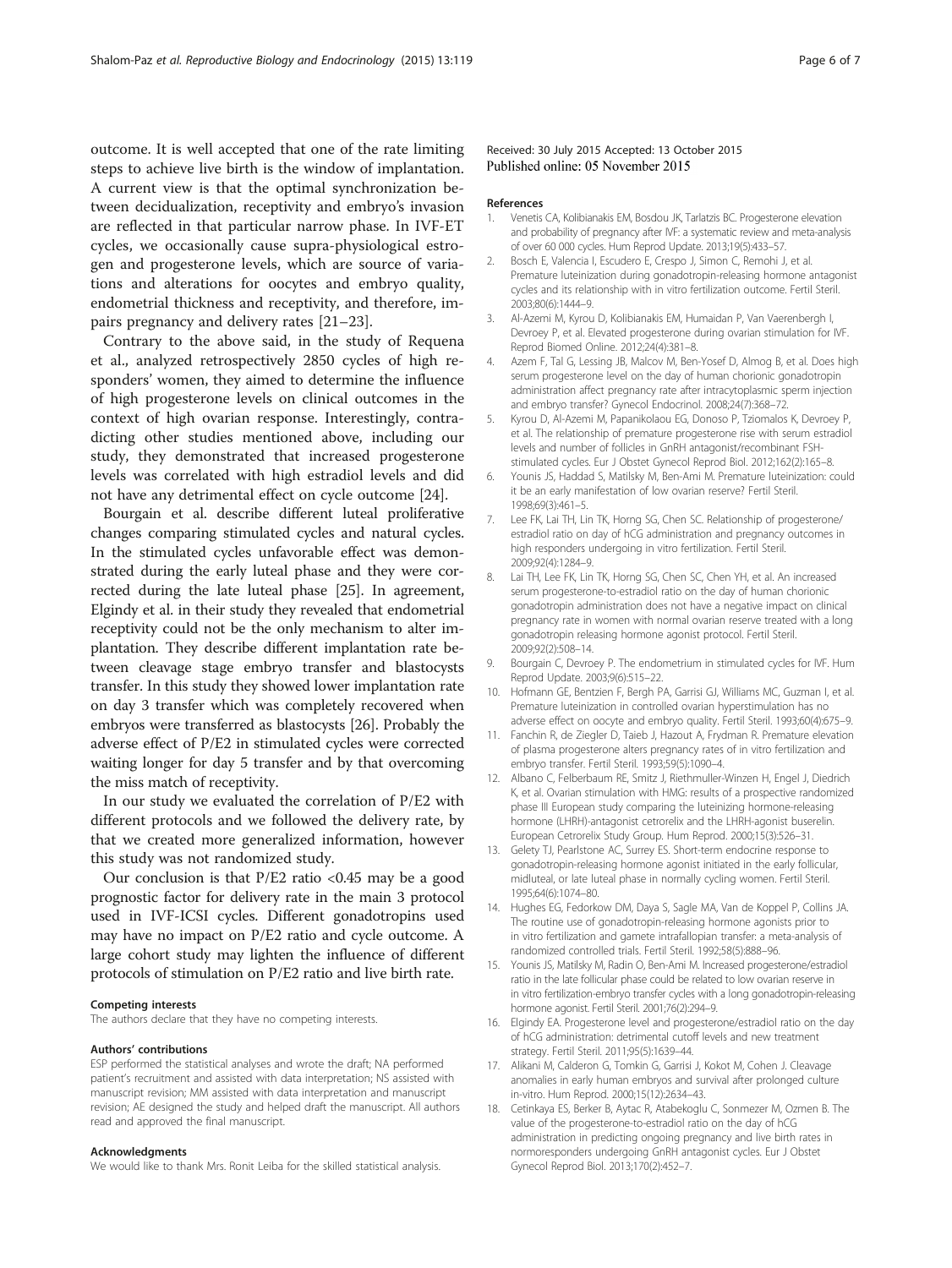outcome. It is well accepted that one of the rate limiting steps to achieve live birth is the window of implantation. A current view is that the optimal synchronization between decidualization, receptivity and embryo's invasion are reflected in that particular narrow phase. In IVF-ET cycles, we occasionally cause supra-physiological estrogen and progesterone levels, which are source of variations and alterations for oocytes and embryo quality, endometrial thickness and receptivity, and therefore, impairs pregnancy and delivery rates [21–23].

Contrary to the above said, in the study of Requena et al., analyzed retrospectively 2850 cycles of high responders' women, they aimed to determine the influence of high progesterone levels on clinical outcomes in the context of high ovarian response. Interestingly, contradicting other studies mentioned above, including our study, they demonstrated that increased progesterone levels was correlated with high estradiol levels and did not have any detrimental effect on cycle outcome [24].

Bourgain et al. describe different luteal proliferative changes comparing stimulated cycles and natural cycles. In the stimulated cycles unfavorable effect was demonstrated during the early luteal phase and they were corrected during the late luteal phase [25]. In agreement, Elgindy et al. in their study they revealed that endometrial receptivity could not be the only mechanism to alter implantation. They describe different implantation rate between cleavage stage embryo transfer and blastocysts transfer. In this study they showed lower implantation rate on day 3 transfer which was completely recovered when embryos were transferred as blastocysts [26]. Probably the adverse effect of P/E2 in stimulated cycles were corrected waiting longer for day 5 transfer and by that overcoming the miss match of receptivity.

In our study we evaluated the correlation of P/E2 with different protocols and we followed the delivery rate, by that we created more generalized information, however this study was not randomized study.

Our conclusion is that P/E2 ratio <0.45 may be a good prognostic factor for delivery rate in the main 3 protocol used in IVF-ICSI cycles. Different gonadotropins used may have no impact on P/E2 ratio and cycle outcome. A large cohort study may lighten the influence of different protocols of stimulation on P/E2 ratio and live birth rate.

#### Competing interests

The authors declare that they have no competing interests.

#### Authors' contributions

ESP performed the statistical analyses and wrote the draft; NA performed patient's recruitment and assisted with data interpretation; NS assisted with manuscript revision; MM assisted with data interpretation and manuscript revision; AE designed the study and helped draft the manuscript. All authors read and approved the final manuscript.

#### Acknowledgments

We would like to thank Mrs. Ronit Leiba for the skilled statistical analysis.

Received: 30 July 2015 Accepted: 13 October 2015
Published online: 05 November 2015

#### References

1. Venetis CA, Kolibianakis EM, Bosdou JK, Tarlatzis BC. Progesterone elevation and probability of pregnancy after IVF: a systematic review and meta-analysis of over 60 000 cycles. Hum Reprod Update. 2013;19(5):433–57.
2. Bosch E, Valencia I, Escudero E, Crespo J, Simon C, Remohi J, et al. Premature luteinization during gonadotropin-releasing hormone antagonist cycles and its relationship with in vitro fertilization outcome. Fertil Steril. 2003;80(6):1444–9.
3. Al-Azemi M, Kyrou D, Kolibianakis EM, Humaidan P, Van Vaerenbergh I, Devroey P, et al. Elevated progesterone during ovarian stimulation for IVF. Reprod Biomed Online. 2012;24(4):381–8.
4. Azem F, Tal G, Lessing JB, Malcov M, Ben-Yosef D, Almog B, et al. Does high serum progesterone level on the day of human chorionic gonadotropin administration affect pregnancy rate after intracytoplasmic sperm injection and embryo transfer? Gynecol Endocrinol. 2008;24(7):368–72.
5. Kyrou D, Al-Azemi M, Papanikolaou EG, Donoso P, Tziomalos K, Devroey P, et al. The relationship of premature progesterone rise with serum estradiol levels and number of follicles in GnRH antagonist/recombinant FSH-stimulated cycles. Eur J Obstet Gynecol Reprod Biol. 2012;162(2):165–8.
6. Younis JS, Haddad S, Matilsky M, Ben-Ami M. Premature luteinization: could it be an early manifestation of low ovarian reserve? Fertil Steril. 1998;69(3):461–5.
7. Lee FK, Lai TH, Lin TK, Horng SG, Chen SC. Relationship of progesterone/estradiol ratio on day of hCG administration and pregnancy outcomes in high responders undergoing in vitro fertilization. Fertil Steril. 2009;92(4):1284–9.
8. Lai TH, Lee FK, Lin TK, Horng SG, Chen SC, Chen YH, et al. An increased serum progesterone-to-estradiol ratio on the day of human chorionic gonadotropin administration does not have a negative impact on clinical pregnancy rate in women with normal ovarian reserve treated with a long gonadotropin releasing hormone agonist protocol. Fertil Steril. 2009;92(2):508–14.
9. Bourgain C, Devroey P. The endometrium in stimulated cycles for IVF. Hum Reprod Update. 2003;9(6):515–22.
10. Hofmann GE, Bentzien F, Bergh PA, Garrisi GJ, Williams MC, Guzman I, et al. Premature luteinization in controlled ovarian hyperstimulation has no adverse effect on oocyte and embryo quality. Fertil Steril. 1993;60(4):675–9.
11. Fanchin R, de Ziegler D, Taieb J, Hazout A, Frydman R. Premature elevation of plasma progesterone alters pregnancy rates of in vitro fertilization and embryo transfer. Fertil Steril. 1993;59(5):1090–4.
12. Albano C, Felberbaum RE, Smitz J, Riethmuller-Winzen H, Engel J, Diedrich K, et al. Ovarian stimulation with HMG: results of a prospective randomized phase III European study comparing the luteinizing hormone-releasing hormone (LHRH)-antagonist cetrorelix and the LHRH-agonist buserelin. European Cetrorelix Study Group. Hum Reprod. 2000;15(3):526–31.
13. Gelety TJ, Pearlstone AC, Surrey ES. Short-term endocrine response to gonadotropin-releasing hormone agonist initiated in the early follicular, midluteal, or late luteal phase in normally cycling women. Fertil Steril. 1995;64(6):1074–80.
14. Hughes EG, Fedorkow DM, Daya S, Sagle MA, Van de Koppel P, Collins JA. The routine use of gonadotropin-releasing hormone agonists prior to in vitro fertilization and gamete intrafallopian transfer: a meta-analysis of randomized controlled trials. Fertil Steril. 1992;58(5):888–96.
15. Younis JS, Matilsky M, Radin O, Ben-Ami M. Increased progesterone/estradiol ratio in the late follicular phase could be related to low ovarian reserve in in vitro fertilization-embryo transfer cycles with a long gonadotropin-releasing hormone agonist. Fertil Steril. 2001;76(2):294–9.
16. Elgindy EA. Progesterone level and progesterone/estradiol ratio on the day of hCG administration: detrimental cutoff levels and new treatment strategy. Fertil Steril. 2011;95(5):1639–44.
17. Alikani M, Calderon G, Tomkin G, Garrisi J, Kokot M, Cohen J. Cleavage anomalies in early human embryos and survival after prolonged culture in-vitro. Hum Reprod. 2000;15(12):2634–43.
18. Cetinkaya ES, Berker B, Aytac R, Atabekoglu C, Sonmezer M, Ozmen B. The value of the progesterone-to-estradiol ratio on the day of hCG administration in predicting ongoing pregnancy and live birth rates in normoresponders undergoing GnRH antagonist cycles. Eur J Obstet Gynecol Reprod Biol. 2013;170(2):452–7.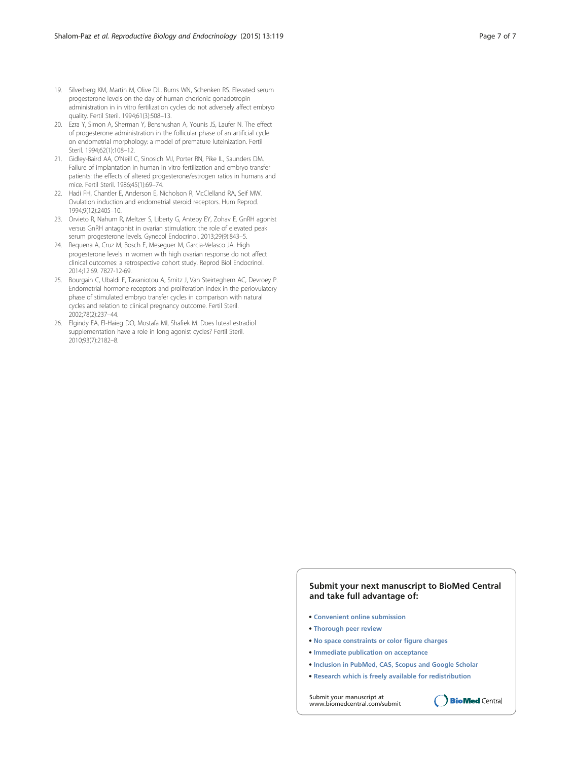19. Silverberg KM, Martin M, Olive DL, Burns WN, Schenken RS. Elevated serum progesterone levels on the day of human chorionic gonadotropin administration in in vitro fertilization cycles do not adversely affect embryo quality. Fertil Steril. 1994;61(3):508–13.
20. Ezra Y, Simon A, Sherman Y, Benshushan A, Younis JS, Laufer N. The effect of progesterone administration in the follicular phase of an artificial cycle on endometrial morphology: a model of premature luteinization. Fertil Steril. 1994;62(1):108–12.
21. Gidley-Baird AA, O'Neill C, Sinosich MJ, Porter RN, Pike IL, Saunders DM. Failure of implantation in human in vitro fertilization and embryo transfer patients: the effects of altered progesterone/estrogen ratios in humans and mice. Fertil Steril. 1986;45(1):69–74.
22. Hadi FH, Chantler E, Anderson E, Nicholson R, McClelland RA, Seif MW. Ovulation induction and endometrial steroid receptors. Hum Reprod. 1994;9(12):2405–10.
23. Orvieto R, Nahum R, Meltzer S, Liberty G, Anteby EY, Zohav E. GnRH agonist versus GnRH antagonist in ovarian stimulation: the role of elevated peak serum progesterone levels. Gynecol Endocrinol. 2013;29(9):843–5.
24. Requena A, Cruz M, Bosch E, Meseguer M, Garcia-Velasco JA. High progesterone levels in women with high ovarian response do not affect clinical outcomes: a retrospective cohort study. Reprod Biol Endocrinol. 2014;12:69. 7827-12-69.
25. Bourgain C, Ubaldi F, Tavaniotou A, Smitz J, Van Steirteghem AC, Devroey P. Endometrial hormone receptors and proliferation index in the periovulatory phase of stimulated embryo transfer cycles in comparison with natural cycles and relation to clinical pregnancy outcome. Fertil Steril. 2002;78(2):237–44.
26. Elgindy EA, El-Haieg DO, Mostafa MI, Shafiek M. Does luteal estradiol supplementation have a role in long agonist cycles? Fertil Steril. 2010;93(7):2182–8.

**Submit your next manuscript to BioMed Central and take full advantage of:**

- **Convenient online submission**
- **Thorough peer review**
- **No space constraints or color figure charges**
- **Immediate publication on acceptance**
- **Inclusion in PubMed, CAS, Scopus and Google Scholar**
- **Research which is freely available for redistribution**

Submit your manuscript at
www.biomedcentral.com/submit

BioMed Central